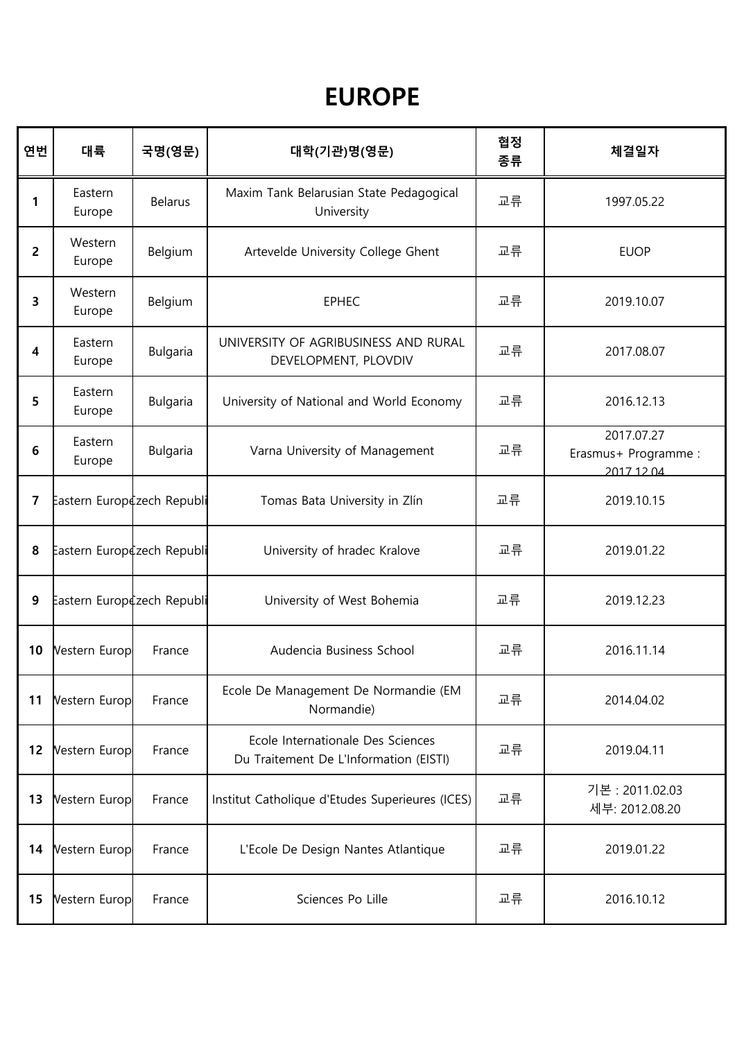# EUROPE

| 연번 | 대륙 | 국명(영문) | 대학(기관)명(영문) | 협정 종류 | 체결일자 |
|---|---|---|---|---|---|
| 1 | Eastern Europe | Belarus | Maxim Tank Belarusian State Pedagogical University | 교류 | 1997.05.22 |
| 2 | Western Europe | Belgium | Artevelde University College Ghent | 교류 | EUOP |
| 3 | Western Europe | Belgium | EPHEC | 교류 | 2019.10.07 |
| 4 | Eastern Europe | Bulgaria | UNIVERSITY OF AGRIBUSINESS AND RURAL DEVELOPMENT, PLOVDIV | 교류 | 2017.08.07 |
| 5 | Eastern Europe | Bulgaria | University of National and World Economy | 교류 | 2016.12.13 |
| 6 | Eastern Europe | Bulgaria | Varna University of Management | 교류 | 2017.07.27 Erasmus+ Programme : 2017.12.04 |
| 7 | Eastern Europe | Czech Republic | Tomas Bata University in Zlín | 교류 | 2019.10.15 |
| 8 | Eastern Europe | Czech Republic | University of hradec Kralove | 교류 | 2019.01.22 |
| 9 | Eastern Europe | Czech Republic | University of West Bohemia | 교류 | 2019.12.23 |
| 10 | Western Europe | France | Audencia Business School | 교류 | 2016.11.14 |
| 11 | Western Europe | France | Ecole De Management De Normandie (EM Normandie) | 교류 | 2014.04.02 |
| 12 | Western Europe | France | Ecole Internationale Des Sciences Du Traitement De L'Information (EISTI) | 교류 | 2019.04.11 |
| 13 | Western Europe | France | Institut Catholique d'Etudes Superieures (ICES) | 교류 | 기본 : 2011.02.03 세부: 2012.08.20 |
| 14 | Western Europe | France | L'Ecole De Design Nantes Atlantique | 교류 | 2019.01.22 |
| 15 | Western Europe | France | Sciences Po Lille | 교류 | 2016.10.12 |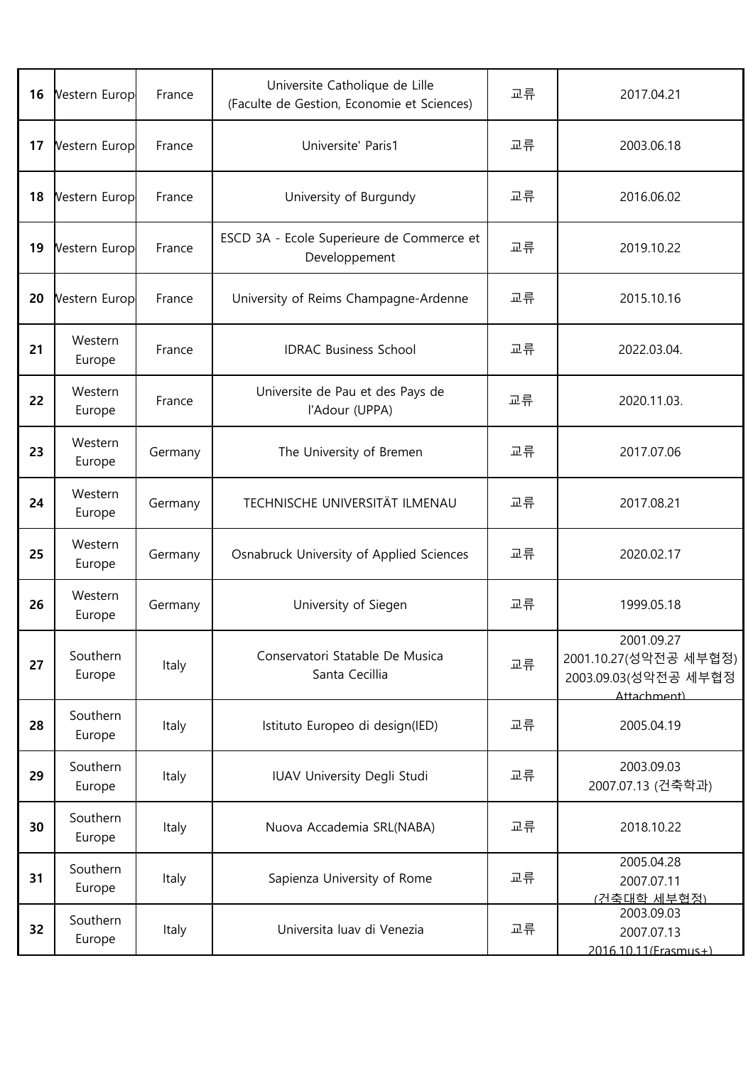| 16 | Western Europ | France | Universite Catholique de Lille (Faculte de Gestion, Economie et Sciences) | 교류 | 2017.04.21 |
|---|---|---|---|---|---|
| 17 | Western Europ | France | Universite' Paris1 | 교류 | 2003.06.18 |
| 18 | Western Europ | France | University of Burgundy | 교류 | 2016.06.02 |
| 19 | Western Europ | France | ESCD 3A - Ecole Superieure de Commerce et Developpement | 교류 | 2019.10.22 |
| 20 | Western Europ | France | University of Reims Champagne-Ardenne | 교류 | 2015.10.16 |
| 21 | Western Europe | France | IDRAC Business School | 교류 | 2022.03.04. |
| 22 | Western Europe | France | Universite de Pau et des Pays de l'Adour (UPPA) | 교류 | 2020.11.03. |
| 23 | Western Europe | Germany | The University of Bremen | 교류 | 2017.07.06 |
| 24 | Western Europe | Germany | TECHNISCHE UNIVERSITÄT ILMENAU | 교류 | 2017.08.21 |
| 25 | Western Europe | Germany | Osnabruck University of Applied Sciences | 교류 | 2020.02.17 |
| 26 | Western Europe | Germany | University of Siegen | 교류 | 1999.05.18 |
| 27 | Southern Europe | Italy | Conservatori Statable De Musica Santa Cecillia | 교류 | 2001.09.27<br>2001.10.27(성악전공 세부협정)<br>2003.09.03(성악전공 세부협정 Attachment) |
| 28 | Southern Europe | Italy | Istituto Europeo di design(IED) | 교류 | 2005.04.19 |
| 29 | Southern Europe | Italy | IUAV University Degli Studi | 교류 | 2003.09.03<br>2007.07.13 (건축학과) |
| 30 | Southern Europe | Italy | Nuova Accademia SRL(NABA) | 교류 | 2018.10.22 |
| 31 | Southern Europe | Italy | Sapienza University of Rome | 교류 | 2005.04.28<br>2007.07.11<br>(건축대학 세부협정) |
| 32 | Southern Europe | Italy | Universita luav di Venezia | 교류 | 2003.09.03<br>2007.07.13<br>2016.10.11(Erasmus+) |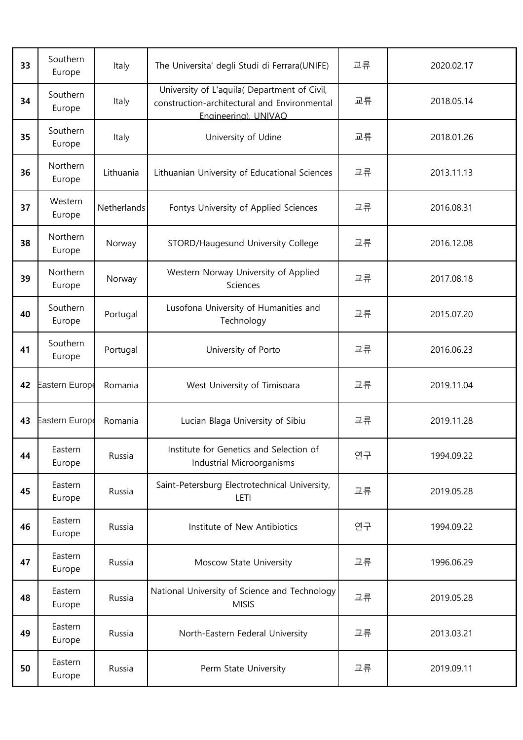| 33 | Southern Europe | Italy | The Universita' degli Studi di Ferrara(UNIFE) | 교류 | 2020.02.17 |
|---|---|---|---|---|---|
| 34 | Southern Europe | Italy | University of L'aquila( Department of Civil, construction-architectural and Environmental Engineering), UNIVAQ | 교류 | 2018.05.14 |
| 35 | Southern Europe | Italy | University of Udine | 교류 | 2018.01.26 |
| 36 | Northern Europe | Lithuania | Lithuanian University of Educational Sciences | 교류 | 2013.11.13 |
| 37 | Western Europe | Netherlands | Fontys University of Applied Sciences | 교류 | 2016.08.31 |
| 38 | Northern Europe | Norway | STORD/Haugesund University College | 교류 | 2016.12.08 |
| 39 | Northern Europe | Norway | Western Norway University of Applied Sciences | 교류 | 2017.08.18 |
| 40 | Southern Europe | Portugal | Lusofona University of Humanities and Technology | 교류 | 2015.07.20 |
| 41 | Southern Europe | Portugal | University of Porto | 교류 | 2016.06.23 |
| 42 | Eastern Europe | Romania | West University of Timisoara | 교류 | 2019.11.04 |
| 43 | Eastern Europe | Romania | Lucian Blaga University of Sibiu | 교류 | 2019.11.28 |
| 44 | Eastern Europe | Russia | Institute for Genetics and Selection of Industrial Microorganisms | 연구 | 1994.09.22 |
| 45 | Eastern Europe | Russia | Saint-Petersburg Electrotechnical University, LETI | 교류 | 2019.05.28 |
| 46 | Eastern Europe | Russia | Institute of New Antibiotics | 연구 | 1994.09.22 |
| 47 | Eastern Europe | Russia | Moscow State University | 교류 | 1996.06.29 |
| 48 | Eastern Europe | Russia | National University of Science and Technology MISIS | 교류 | 2019.05.28 |
| 49 | Eastern Europe | Russia | North-Eastern Federal University | 교류 | 2013.03.21 |
| 50 | Eastern Europe | Russia | Perm State University | 교류 | 2019.09.11 |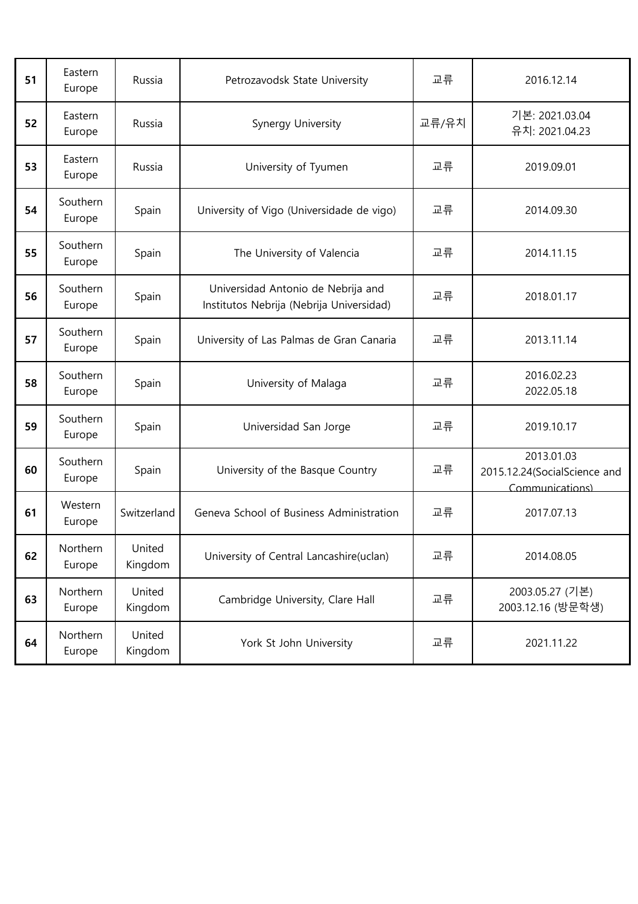| | | | | | |
|---|---|---|---|---|---|
| **51** | Eastern Europe | Russia | Petrozavodsk State University | 교류 | 2016.12.14 |
| **52** | Eastern Europe | Russia | Synergy University | 교류/유치 | 기본: 2021.03.04<br>유치: 2021.04.23 |
| **53** | Eastern Europe | Russia | University of Tyumen | 교류 | 2019.09.01 |
| **54** | Southern Europe | Spain | University of Vigo (Universidade de vigo) | 교류 | 2014.09.30 |
| **55** | Southern Europe | Spain | The University of Valencia | 교류 | 2014.11.15 |
| **56** | Southern Europe | Spain | Universidad Antonio de Nebrija and Institutos Nebrija (Nebrija Universidad) | 교류 | 2018.01.17 |
| **57** | Southern Europe | Spain | University of Las Palmas de Gran Canaria | 교류 | 2013.11.14 |
| **58** | Southern Europe | Spain | University of Malaga | 교류 | 2016.02.23<br>2022.05.18 |
| **59** | Southern Europe | Spain | Universidad San Jorge | 교류 | 2019.10.17 |
| **60** | Southern Europe | Spain | University of the Basque Country | 교류 | 2013.01.03<br>2015.12.24(SocialScience and Communications) |
| **61** | Western Europe | Switzerland | Geneva School of Business Administration | 교류 | 2017.07.13 |
| **62** | Northern Europe | United Kingdom | University of Central Lancashire(uclan) | 교류 | 2014.08.05 |
| **63** | Northern Europe | United Kingdom | Cambridge University, Clare Hall | 교류 | 2003.05.27 (기본)<br>2003.12.16 (방문학생) |
| **64** | Northern Europe | United Kingdom | York St John University | 교류 | 2021.11.22 |